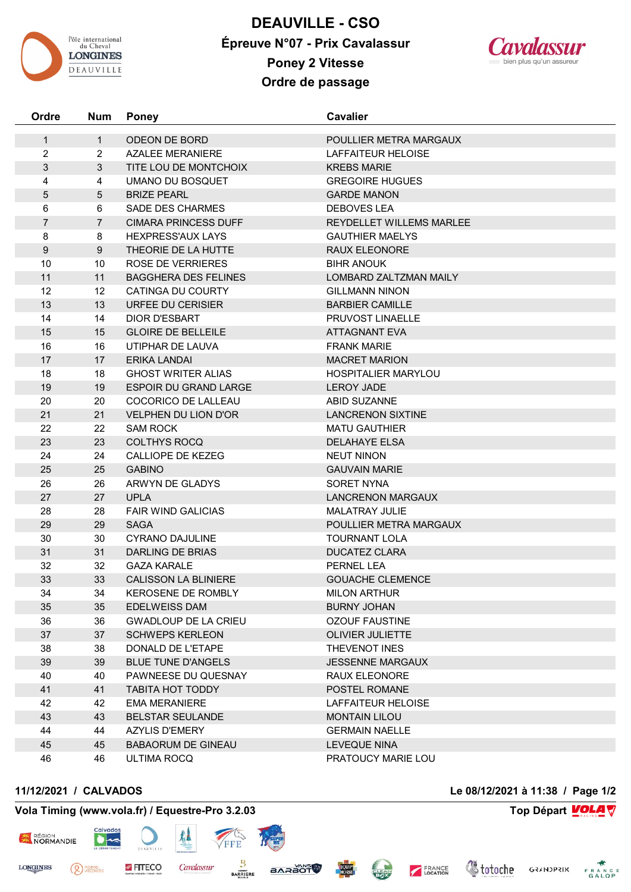# DEAUVILLE - CSO

## Épreuve N°07 - Prix Cavalassur

## Poney 2 Vitesse

## Ordre de passage

| Ordre | Num | Poney | Cavalier |
|---|---|---|---|
| 1 | 1 | ODEON DE BORD | POULLIER METRA MARGAUX |
| 2 | 2 | AZALEE MERANIERE | LAFFAITEUR HELOISE |
| 3 | 3 | TITE LOU DE MONTCHOIX | KREBS MARIE |
| 4 | 4 | UMANO DU BOSQUET | GREGOIRE HUGUES |
| 5 | 5 | BRIZE PEARL | GARDE MANON |
| 6 | 6 | SADE DES CHARMES | DEBOVES LEA |
| 7 | 7 | CIMARA PRINCESS DUFF | REYDELLET WILLEMS MARLEE |
| 8 | 8 | HEXPRESS'AUX LAYS | GAUTHIER MAELYS |
| 9 | 9 | THEORIE DE LA HUTTE | RAUX ELEONORE |
| 10 | 10 | ROSE DE VERRIERES | BIHR ANOUK |
| 11 | 11 | BAGGHERA DES FELINES | LOMBARD ZALTZMAN MAILY |
| 12 | 12 | CATINGA DU COURTY | GILLMANN NINON |
| 13 | 13 | URFEE DU CERISIER | BARBIER CAMILLE |
| 14 | 14 | DIOR D'ESBART | PRUVOST LINAELLE |
| 15 | 15 | GLOIRE DE BELLEILE | ATTAGNANT EVA |
| 16 | 16 | UTIPHAR DE LAUVA | FRANK MARIE |
| 17 | 17 | ERIKA LANDAI | MACRET MARION |
| 18 | 18 | GHOST WRITER ALIAS | HOSPITALIER MARYLOU |
| 19 | 19 | ESPOIR DU GRAND LARGE | LEROY JADE |
| 20 | 20 | COCORICO DE LALLEAU | ABID SUZANNE |
| 21 | 21 | VELPHEN DU LION D'OR | LANCRENON SIXTINE |
| 22 | 22 | SAM ROCK | MATU GAUTHIER |
| 23 | 23 | COLTHYS ROCQ | DELAHAYE ELSA |
| 24 | 24 | CALLIOPE DE KEZEG | NEUT NINON |
| 25 | 25 | GABINO | GAUVAIN MARIE |
| 26 | 26 | ARWYN DE GLADYS | SORET NYNA |
| 27 | 27 | UPLA | LANCRENON MARGAUX |
| 28 | 28 | FAIR WIND GALICIAS | MALATRAY JULIE |
| 29 | 29 | SAGA | POULLIER METRA MARGAUX |
| 30 | 30 | CYRANO DAJULINE | TOURNANT LOLA |
| 31 | 31 | DARLING DE BRIAS | DUCATEZ CLARA |
| 32 | 32 | GAZA KARALE | PERNEL LEA |
| 33 | 33 | CALISSON LA BLINIERE | GOUACHE CLEMENCE |
| 34 | 34 | KEROSENE DE ROMBLY | MILON ARTHUR |
| 35 | 35 | EDELWEISS DAM | BURNY JOHAN |
| 36 | 36 | GWADLOUP DE LA CRIEU | OZOUF FAUSTINE |
| 37 | 37 | SCHWEPS KERLEON | OLIVIER JULIETTE |
| 38 | 38 | DONALD DE L'ETAPE | THEVENOT INES |
| 39 | 39 | BLUE TUNE D'ANGELS | JESSENNE MARGAUX |
| 40 | 40 | PAWNEESE DU QUESNAY | RAUX ELEONORE |
| 41 | 41 | TABITA HOT TODDY | POSTEL ROMANE |
| 42 | 42 | EMA MERANIERE | LAFFAITEUR HELOISE |
| 43 | 43 | BELSTAR SEULANDE | MONTAIN LILOU |
| 44 | 44 | AZYLIS D'EMERY | GERMAIN NAELLE |
| 45 | 45 | BABAORUM DE GINEAU | LEVEQUE NINA |
| 46 | 46 | ULTIMA ROCQ | PRATOUCY MARIE LOU |

**11/12/2021 / CALVADOS** **Le 08/12/2021 à 11:38**

**Vola Timing (www.vola.fr) / Equestre-Pro 3.2.03** **Top Départ**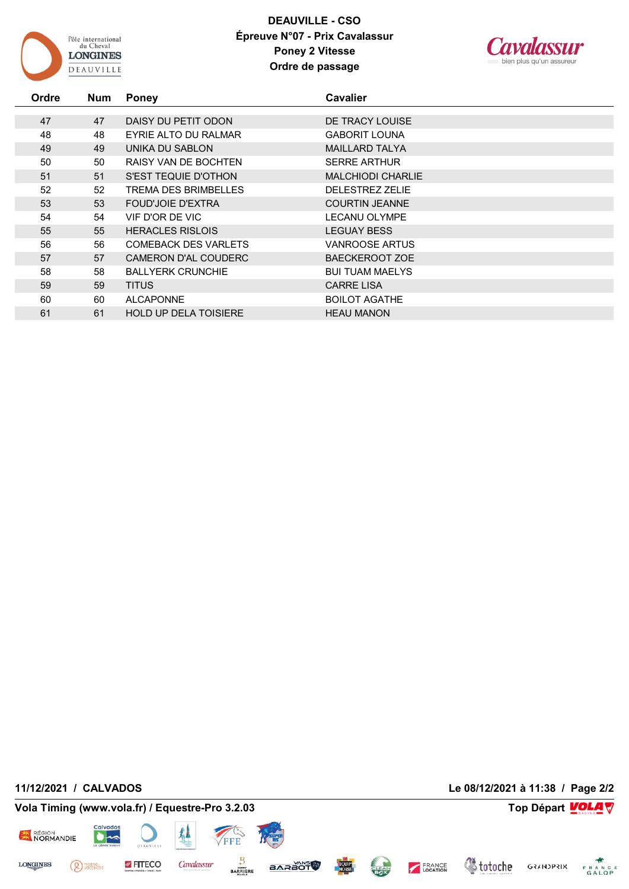**DEAUVILLE - CSO**
**Épreuve N°07 - Prix Cavalassur**
**Poney 2 Vitesse**
**Ordre de passage**

| Ordre | Num | Poney | Cavalier |
|---|---|---|---|
| 47 | 47 | DAISY DU PETIT ODON | DE TRACY LOUISE |
| 48 | 48 | EYRIE ALTO DU RALMAR | GABORIT LOUNA |
| 49 | 49 | UNIKA DU SABLON | MAILLARD TALYA |
| 50 | 50 | RAISY VAN DE BOCHTEN | SERRE ARTHUR |
| 51 | 51 | S'EST TEQUIE D'OTHON | MALCHIODI CHARLIE |
| 52 | 52 | TREMA DES BRIMBELLES | DELESTREZ ZELIE |
| 53 | 53 | FOUD'JOIE D'EXTRA | COURTIN JEANNE |
| 54 | 54 | VIF D'OR DE VIC | LECANU OLYMPE |
| 55 | 55 | HERACLES RISLOIS | LEGUAY BESS |
| 56 | 56 | COMEBACK DES VARLETS | VANROOSE ARTUS |
| 57 | 57 | CAMERON D'AL COUDERC | BAECKEROOT ZOE |
| 58 | 58 | BALLYERK CRUNCHIE | BUI TUAM MAELYS |
| 59 | 59 | TITUS | CARRE LISA |
| 60 | 60 | ALCAPONNE | BOILOT AGATHE |
| 61 | 61 | HOLD UP DELA TOISIERE | HEAU MANON |

**11/12/2021 / CALVADOS** **Le 08/12/2021 à 11:38**

**Vola Timing (www.vola.fr) / Equestre-Pro 3.2.03** **Top Départ**